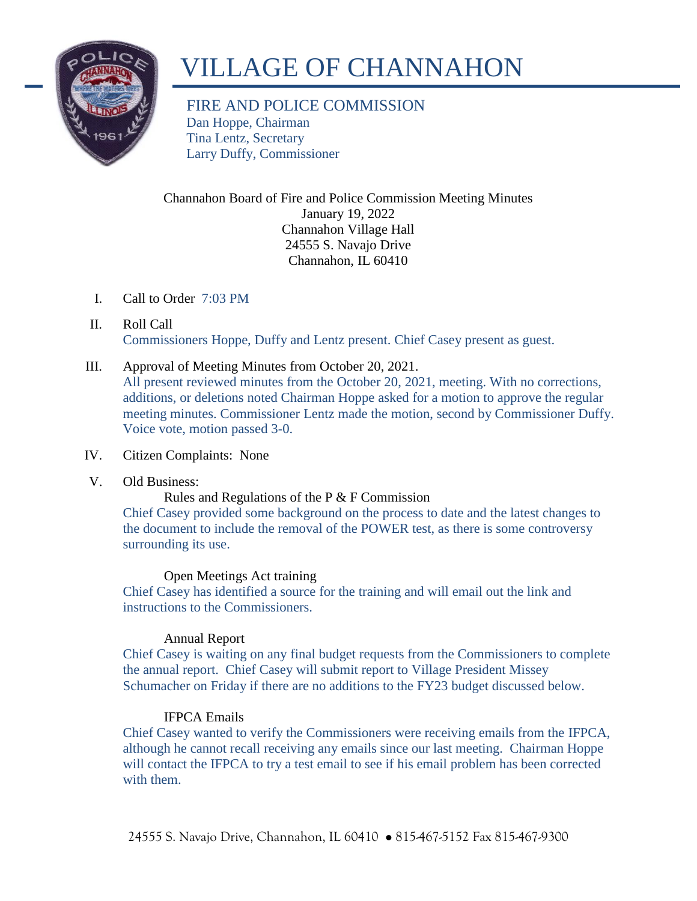# VILLAGE OF CHANNAHON

FIRE AND POLICE COMMISSION
Dan Hoppe, Chairman
Tina Lentz, Secretary
Larry Duffy, Commissioner

Channahon Board of Fire and Police Commission Meeting Minutes
January 19, 2022
Channahon Village Hall
24555 S. Navajo Drive
Channahon, IL 60410

I. Call to Order 7:03 PM

II. Roll Call
Commissioners Hoppe, Duffy and Lentz present. Chief Casey present as guest.

III. Approval of Meeting Minutes from October 20, 2021.
All present reviewed minutes from the October 20, 2021, meeting. With no corrections, additions, or deletions noted Chairman Hoppe asked for a motion to approve the regular meeting minutes. Commissioner Lentz made the motion, second by Commissioner Duffy. Voice vote, motion passed 3-0.

IV. Citizen Complaints: None

V. Old Business:

Rules and Regulations of the P & F Commission
Chief Casey provided some background on the process to date and the latest changes to the document to include the removal of the POWER test, as there is some controversy surrounding its use.

Open Meetings Act training
Chief Casey has identified a source for the training and will email out the link and instructions to the Commissioners.

Annual Report
Chief Casey is waiting on any final budget requests from the Commissioners to complete the annual report. Chief Casey will submit report to Village President Missey Schumacher on Friday if there are no additions to the FY23 budget discussed below.

IFPCA Emails
Chief Casey wanted to verify the Commissioners were receiving emails from the IFPCA, although he cannot recall receiving any emails since our last meeting. Chairman Hoppe will contact the IFPCA to try a test email to see if his email problem has been corrected with them.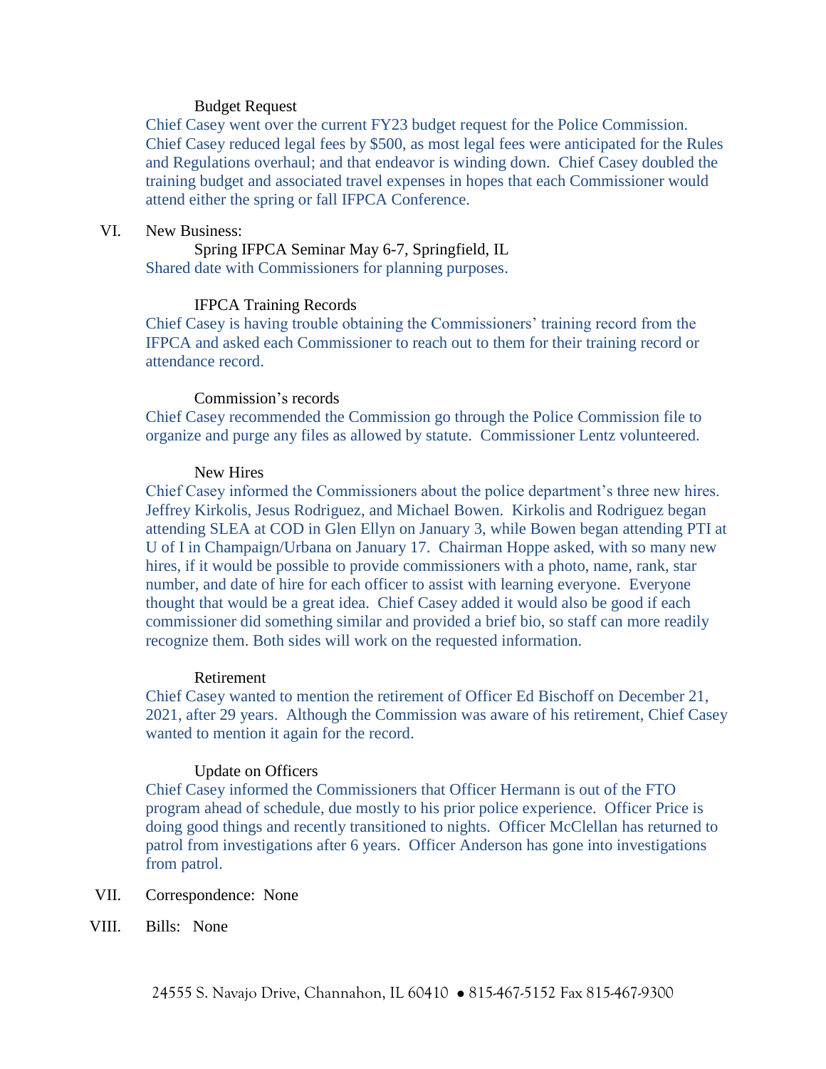Budget Request

Chief Casey went over the current FY23 budget request for the Police Commission. Chief Casey reduced legal fees by $500, as most legal fees were anticipated for the Rules and Regulations overhaul; and that endeavor is winding down. Chief Casey doubled the training budget and associated travel expenses in hopes that each Commissioner would attend either the spring or fall IFPCA Conference.

VI. New Business:

Spring IFPCA Seminar May 6-7, Springfield, IL

Shared date with Commissioners for planning purposes.

IFPCA Training Records

Chief Casey is having trouble obtaining the Commissioners' training record from the IFPCA and asked each Commissioner to reach out to them for their training record or attendance record.

Commission's records

Chief Casey recommended the Commission go through the Police Commission file to organize and purge any files as allowed by statute. Commissioner Lentz volunteered.

New Hires

Chief Casey informed the Commissioners about the police department's three new hires. Jeffrey Kirkolis, Jesus Rodriguez, and Michael Bowen. Kirkolis and Rodriguez began attending SLEA at COD in Glen Ellyn on January 3, while Bowen began attending PTI at U of I in Champaign/Urbana on January 17. Chairman Hoppe asked, with so many new hires, if it would be possible to provide commissioners with a photo, name, rank, star number, and date of hire for each officer to assist with learning everyone. Everyone thought that would be a great idea. Chief Casey added it would also be good if each commissioner did something similar and provided a brief bio, so staff can more readily recognize them. Both sides will work on the requested information.

Retirement

Chief Casey wanted to mention the retirement of Officer Ed Bischoff on December 21, 2021, after 29 years. Although the Commission was aware of his retirement, Chief Casey wanted to mention it again for the record.

Update on Officers

Chief Casey informed the Commissioners that Officer Hermann is out of the FTO program ahead of schedule, due mostly to his prior police experience. Officer Price is doing good things and recently transitioned to nights. Officer McClellan has returned to patrol from investigations after 6 years. Officer Anderson has gone into investigations from patrol.

VII. Correspondence: None

VIII. Bills: None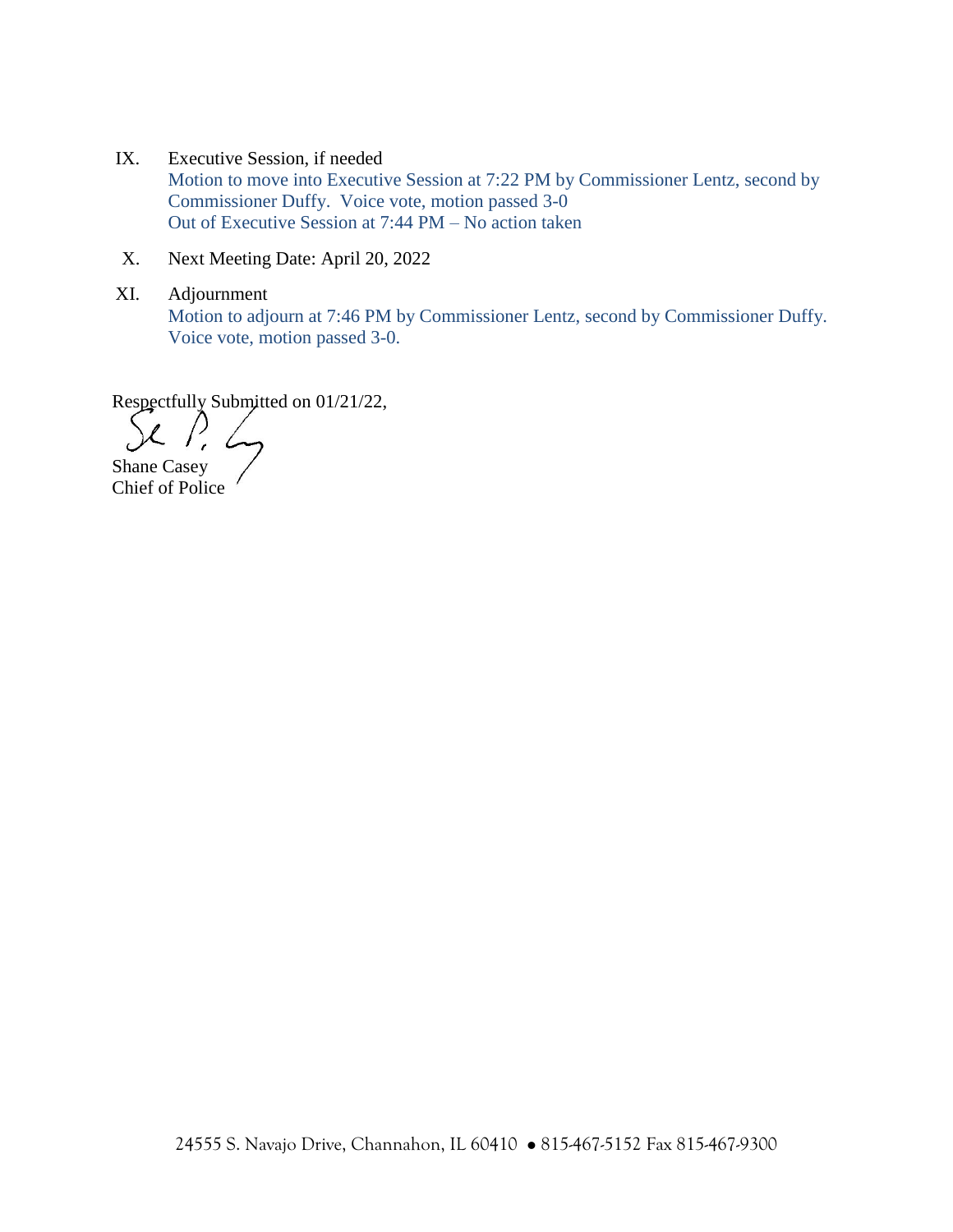IX. Executive Session, if needed

Motion to move into Executive Session at 7:22 PM by Commissioner Lentz, second by Commissioner Duffy. Voice vote, motion passed 3-0

Out of Executive Session at 7:44 PM – No action taken

X. Next Meeting Date: April 20, 2022

XI. Adjournment

Motion to adjourn at 7:46 PM by Commissioner Lentz, second by Commissioner Duffy. Voice vote, motion passed 3-0.

Respectfully Submitted on 01/21/22,

Shane Casey
Chief of Police